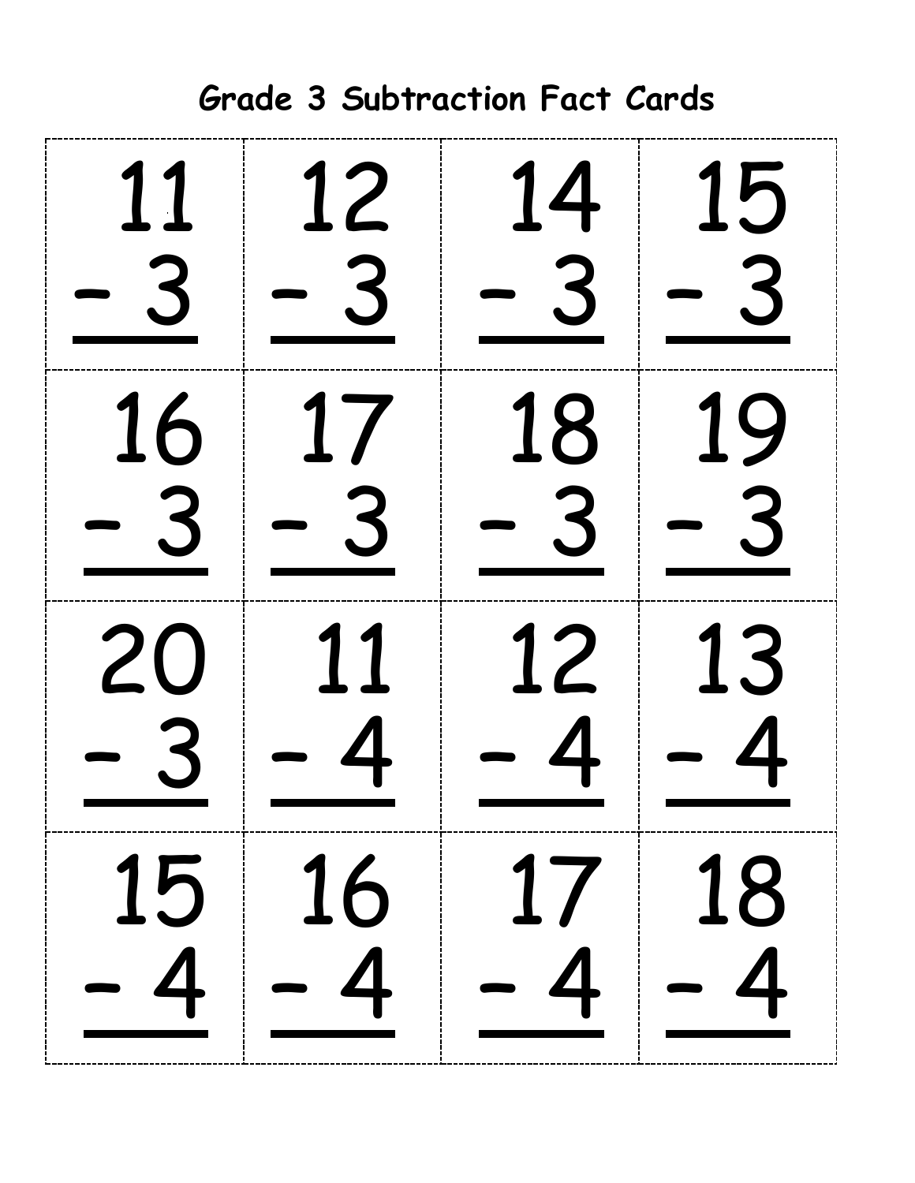# Grade 3 Subtraction Fact Cards

| | | | |
|---|---|---|---|
| $\begin{array}{r} 11 \\ -\ 3 \\ \hline \end{array}$ | $\begin{array}{r} 12 \\ -\ 3 \\ \hline \end{array}$ | $\begin{array}{r} 14 \\ -\ 3 \\ \hline \end{array}$ | $\begin{array}{r} 15 \\ -\ 3 \\ \hline \end{array}$ |
| $\begin{array}{r} 16 \\ -\ 3 \\ \hline \end{array}$ | $\begin{array}{r} 17 \\ -\ 3 \\ \hline \end{array}$ | $\begin{array}{r} 18 \\ -\ 3 \\ \hline \end{array}$ | $\begin{array}{r} 19 \\ -\ 3 \\ \hline \end{array}$ |
| $\begin{array}{r} 20 \\ -\ 3 \\ \hline \end{array}$ | $\begin{array}{r} 11 \\ -\ 4 \\ \hline \end{array}$ | $\begin{array}{r} 12 \\ -\ 4 \\ \hline \end{array}$ | $\begin{array}{r} 13 \\ -\ 4 \\ \hline \end{array}$ |
| $\begin{array}{r} 15 \\ -\ 4 \\ \hline \end{array}$ | $\begin{array}{r} 16 \\ -\ 4 \\ \hline \end{array}$ | $\begin{array}{r} 17 \\ -\ 4 \\ \hline \end{array}$ | $\begin{array}{r} 18 \\ -\ 4 \\ \hline \end{array}$ |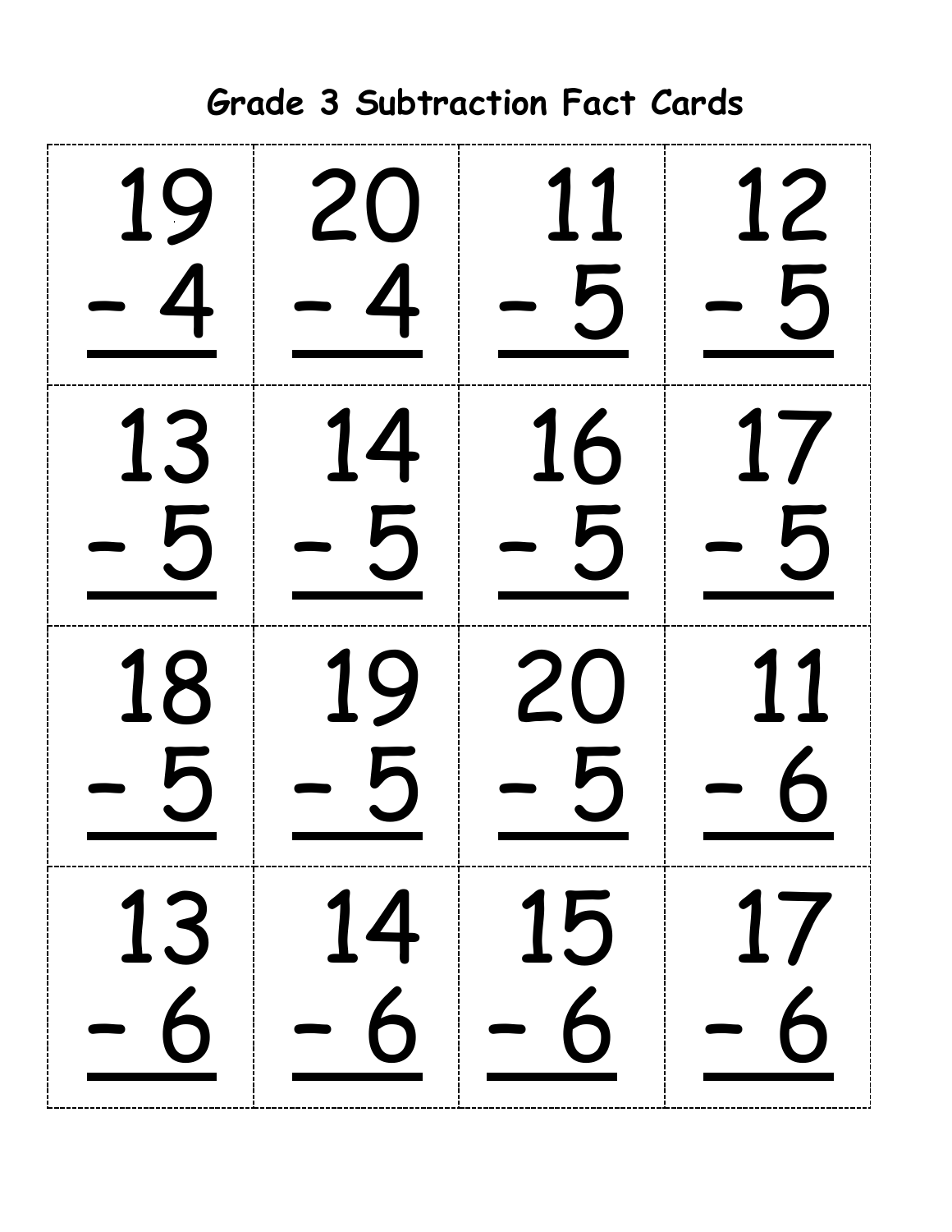# Grade 3 Subtraction Fact Cards

| | | | |
|---|---|---|---|
| 19<br>- 4 | 20<br>- 4 | 11<br>- 5 | 12<br>- 5 |
| 13<br>- 5 | 14<br>- 5 | 16<br>- 5 | 17<br>- 5 |
| 18<br>- 5 | 19<br>- 5 | 20<br>- 5 | 11<br>- 6 |
| 13<br>- 6 | 14<br>- 6 | 15<br>- 6 | 17<br>- 6 |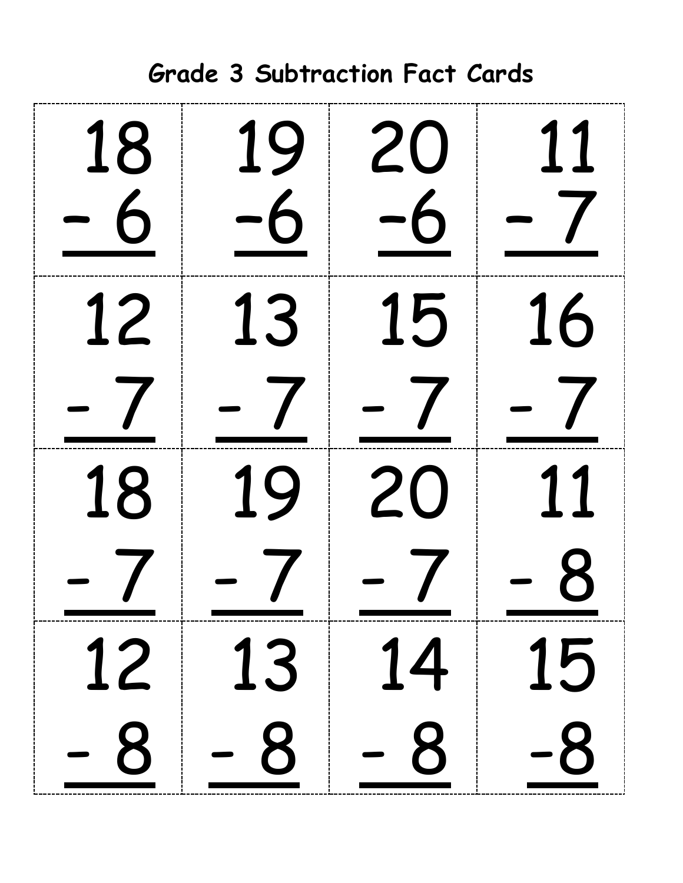# Grade 3 Subtraction Fact Cards

| | | | |
|---|---|---|---|
| 18 <br> - 6 | 19 <br> -6 | 20 <br> -6 | 11 <br> - 7 |
| 12 <br> - 7 | 13 <br> - 7 | 15 <br> - 7 | 16 <br> - 7 |
| 18 <br> - 7 | 19 <br> - 7 | 20 <br> - 7 | 11 <br> - 8 |
| 12 <br> - 8 | 13 <br> - 8 | 14 <br> - 8 | 15 <br> -8 |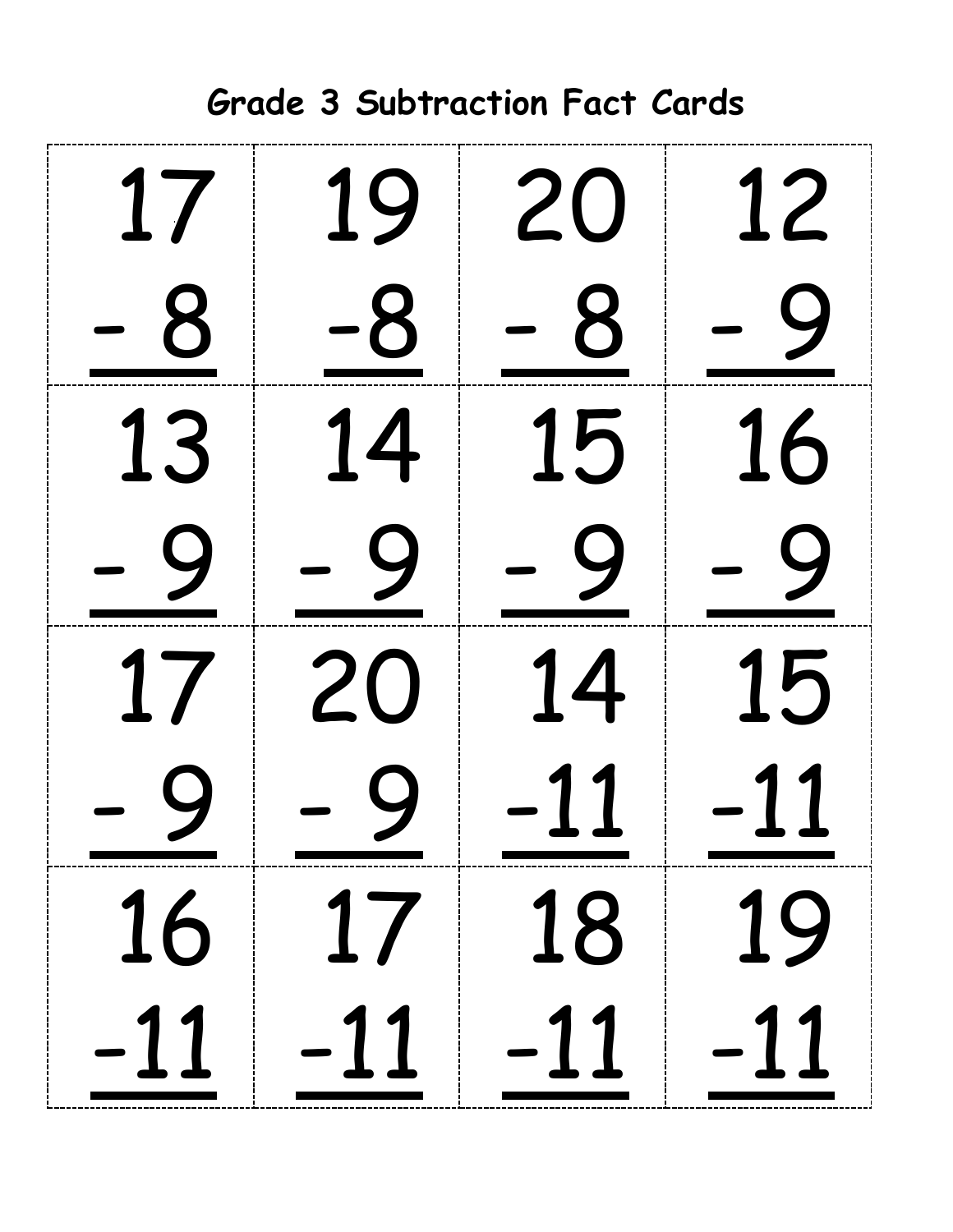# Grade 3 Subtraction Fact Cards

| | | | |
|---|---|---|---|
| $\begin{array}{r} 17 \\ - 8 \\ \hline \end{array}$ | $\begin{array}{r} 19 \\ -8 \\ \hline \end{array}$ | $\begin{array}{r} 20 \\ - 8 \\ \hline \end{array}$ | $\begin{array}{r} 12 \\ - 9 \\ \hline \end{array}$ |
| $\begin{array}{r} 13 \\ - 9 \\ \hline \end{array}$ | $\begin{array}{r} 14 \\ - 9 \\ \hline \end{array}$ | $\begin{array}{r} 15 \\ - 9 \\ \hline \end{array}$ | $\begin{array}{r} 16 \\ - 9 \\ \hline \end{array}$ |
| $\begin{array}{r} 17 \\ - 9 \\ \hline \end{array}$ | $\begin{array}{r} 20 \\ - 9 \\ \hline \end{array}$ | $\begin{array}{r} 14 \\ -11 \\ \hline \end{array}$ | $\begin{array}{r} 15 \\ -11 \\ \hline \end{array}$ |
| $\begin{array}{r} 16 \\ -11 \\ \hline \end{array}$ | $\begin{array}{r} 17 \\ -11 \\ \hline \end{array}$ | $\begin{array}{r} 18 \\ -11 \\ \hline \end{array}$ | $\begin{array}{r} 19 \\ -11 \\ \hline \end{array}$ |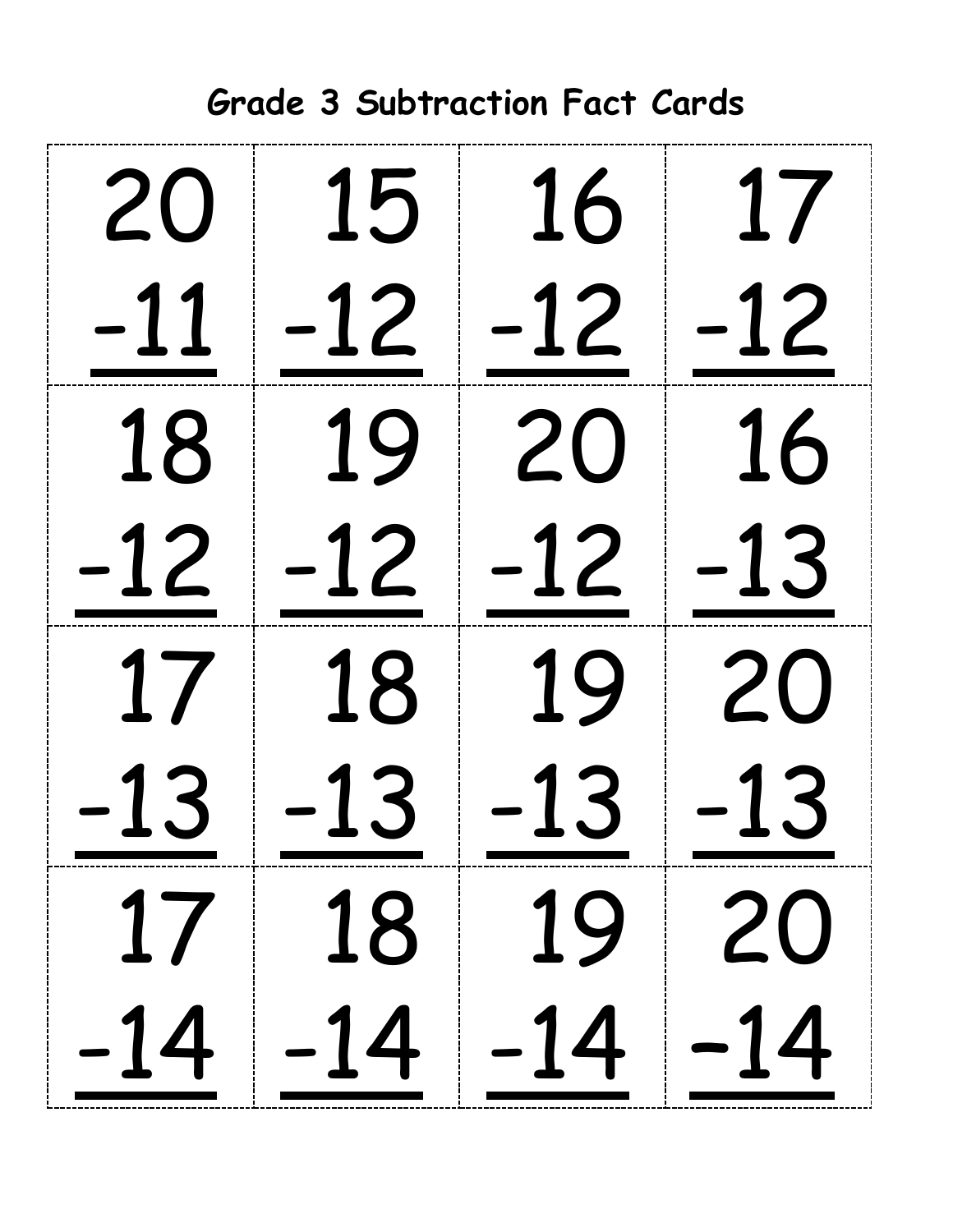# Grade 3 Subtraction Fact Cards

| | | | |
|---|---|---|---|
| 20<br>-11 | 15<br>-12 | 16<br>-12 | 17<br>-12 |
| 18<br>-12 | 19<br>-12 | 20<br>-12 | 16<br>-13 |
| 17<br>-13 | 18<br>-13 | 19<br>-13 | 20<br>-13 |
| 17<br>-14 | 18<br>-14 | 19<br>-14 | 20<br>-14 |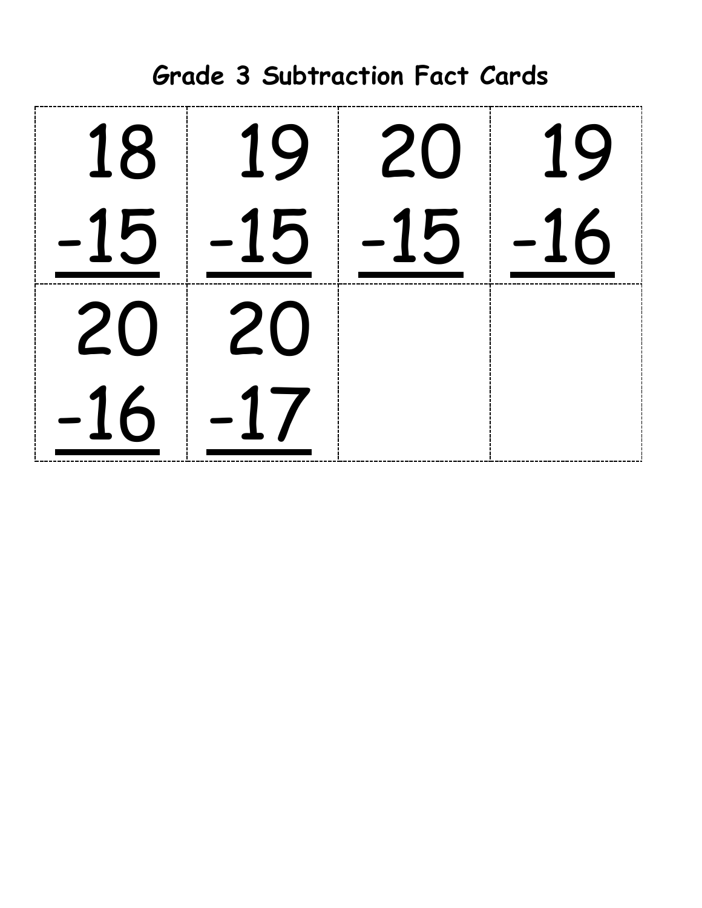# Grade 3 Subtraction Fact Cards

| | | | |
|---|---|---|---|
| 18<br>-15 | 19<br>-15 | 20<br>-15 | 19<br>-16 |
| 20<br>-16 | 20<br>-17 | | |